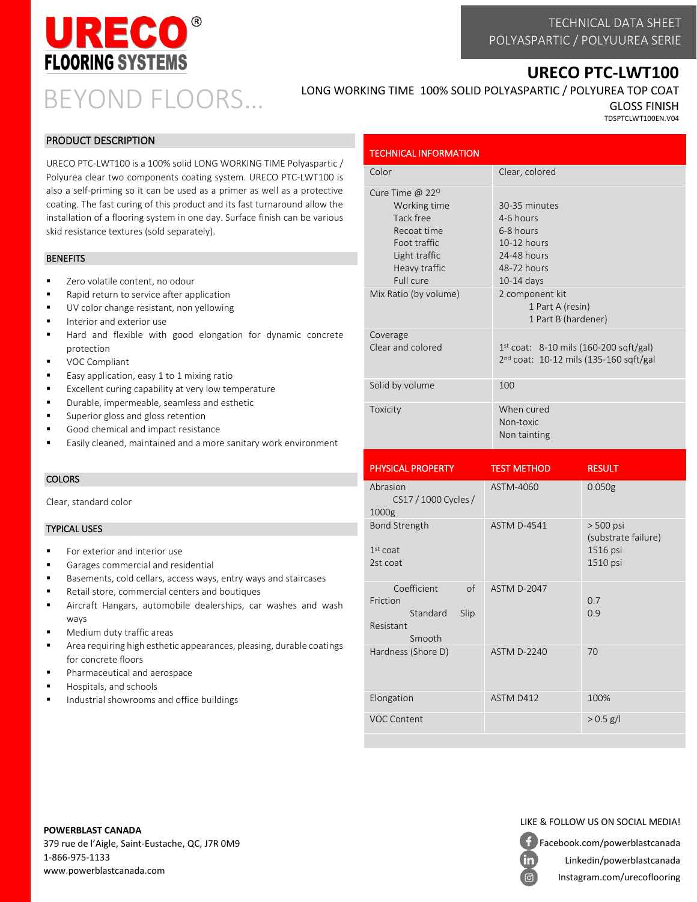# URECO® FLOORING SYSTEMS

BEYOND FLOORS...

TECHNICAL DATA SHEET
POLYASPARTIC / POLYUUREA SERIE

## URECO PTC-LWT100

LONG WORKING TIME 100% SOLID POLYASPARTIC / POLYUREA TOP COAT
GLOSS FINISH

TDSPTCLWT100EN.V04

## PRODUCT DESCRIPTION

URECO PTC-LWT100 is a 100% solid LONG WORKING TIME Polyaspartic / Polyurea clear two components coating system. URECO PTC-LWT100 is also a self-priming so it can be used as a primer as well as a protective coating. The fast curing of this product and its fast turnaround allow the installation of a flooring system in one day. Surface finish can be various skid resistance textures (sold separately).

## BENEFITS

- Zero volatile content, no odour
- Rapid return to service after application
- UV color change resistant, non yellowing
- Interior and exterior use
- Hard and flexible with good elongation for dynamic concrete protection
- VOC Compliant
- Easy application, easy 1 to 1 mixing ratio
- Excellent curing capability at very low temperature
- Durable, impermeable, seamless and esthetic
- Superior gloss and gloss retention
- Good chemical and impact resistance
- Easily cleaned, maintained and a more sanitary work environment

## COLORS

Clear, standard color

## TYPICAL USES

- For exterior and interior use
- Garages commercial and residential
- Basements, cold cellars, access ways, entry ways and staircases
- Retail store, commercial centers and boutiques
- Aircraft Hangars, automobile dealerships, car washes and wash ways
- Medium duty traffic areas
- Area requiring high esthetic appearances, pleasing, durable coatings for concrete floors
- Pharmaceutical and aerospace
- Hospitals, and schools
- Industrial showrooms and office buildings

## TECHNICAL INFORMATION

| | |
|---|---|
| Color | Clear, colored |
| Cure Time @ 22º<br>Working time<br>Tack free<br>Recoat time<br>Foot traffic<br>Light traffic<br>Heavy traffic<br>Full cure | <br>30-35 minutes<br>4-6 hours<br>6-8 hours<br>10-12 hours<br>24-48 hours<br>48-72 hours<br>10-14 days |
| Mix Ratio (by volume) | 2 component kit<br>1 Part A (resin)<br>1 Part B (hardener) |
| Coverage<br>Clear and colored | 1st coat: 8-10 mils (160-200 sqft/gal)<br>2nd coat: 10-12 mils (135-160 sqft/gal |
| Solid by volume | 100 |
| Toxicity | When cured<br>Non-toxic<br>Non tainting |

| PHYSICAL PROPERTY | TEST METHOD | RESULT |
|---|---|---|
| Abrasion<br>CS17 / 1000 Cycles / 1000g | ASTM-4060 | 0.050g |
| Bond Strength<br>1st coat<br>2st coat | ASTM D-4541 | > 500 psi (substrate failure)<br>1516 psi<br>1510 psi |
| Coefficient of Friction<br>Standard Slip Resistant<br>Smooth | ASTM D-2047 | <br>0.7<br>0.9 |
| Hardness (Shore D) | ASTM D-2240 | 70 |
| Elongation | ASTM D412 | 100% |
| VOC Content | | > 0.5 g/l |

**POWERBLAST CANADA**
379 rue de l'Aigle, Saint-Eustache, QC, J7R 0M9
1-866-975-1133
www.powerblastcanada.com

LIKE & FOLLOW US ON SOCIAL MEDIA!
Facebook.com/powerblastcanada
Linkedin/powerblastcanada
Instagram.com/urecoflooring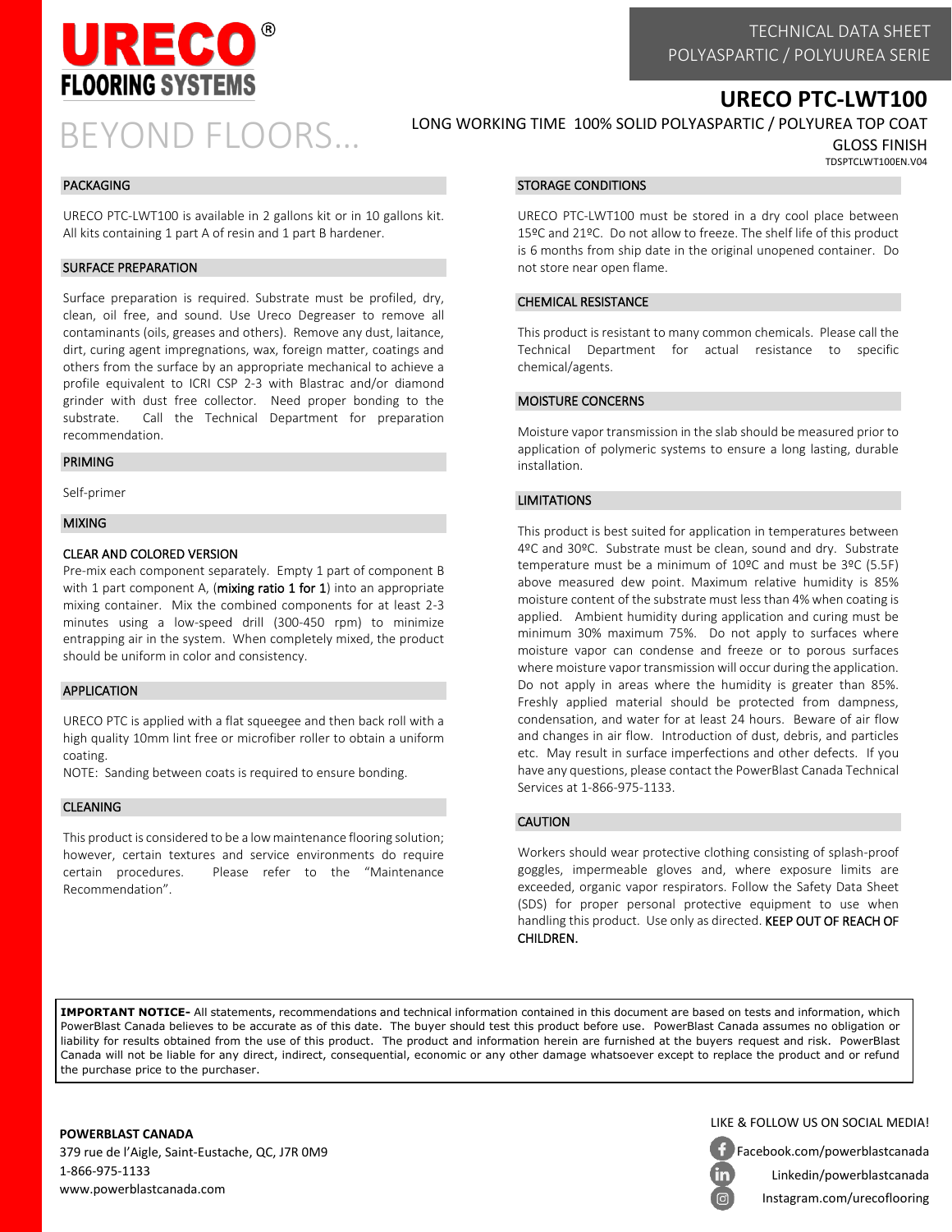**URECO FLOORING SYSTEMS**

BEYOND FLOORS...

TECHNICAL DATA SHEET
POLYASPARTIC / POLYUUREA SERIE

# URECO PTC-LWT100

LONG WORKING TIME 100% SOLID POLYASPARTIC / POLYUREA TOP COAT

GLOSS FINISH

TDSPTCLWT100EN.V04

## PACKAGING

URECO PTC-LWT100 is available in 2 gallons kit or in 10 gallons kit. All kits containing 1 part A of resin and 1 part B hardener.

## SURFACE PREPARATION

Surface preparation is required. Substrate must be profiled, dry, clean, oil free, and sound. Use Ureco Degreaser to remove all contaminants (oils, greases and others). Remove any dust, laitance, dirt, curing agent impregnations, wax, foreign matter, coatings and others from the surface by an appropriate mechanical to achieve a profile equivalent to ICRI CSP 2-3 with Blastrac and/or diamond grinder with dust free collector. Need proper bonding to the substrate. Call the Technical Department for preparation recommendation.

## PRIMING

Self-primer

## MIXING

### CLEAR AND COLORED VERSION

Pre-mix each component separately. Empty 1 part of component B with 1 part component A, (**mixing ratio 1 for 1**) into an appropriate mixing container. Mix the combined components for at least 2-3 minutes using a low-speed drill (300-450 rpm) to minimize entrapping air in the system. When completely mixed, the product should be uniform in color and consistency.

## APPLICATION

URECO PTC is applied with a flat squeegee and then back roll with a high quality 10mm lint free or microfiber roller to obtain a uniform coating.

NOTE: Sanding between coats is required to ensure bonding.

## CLEANING

This product is considered to be a low maintenance flooring solution; however, certain textures and service environments do require certain procedures. Please refer to the "Maintenance Recommendation".

## STORAGE CONDITIONS

URECO PTC-LWT100 must be stored in a dry cool place between 15ºC and 21ºC. Do not allow to freeze. The shelf life of this product is 6 months from ship date in the original unopened container. Do not store near open flame.

## CHEMICAL RESISTANCE

This product is resistant to many common chemicals. Please call the Technical Department for actual resistance to specific chemical/agents.

## MOISTURE CONCERNS

Moisture vapor transmission in the slab should be measured prior to application of polymeric systems to ensure a long lasting, durable installation.

## LIMITATIONS

This product is best suited for application in temperatures between 4ºC and 30ºC. Substrate must be clean, sound and dry. Substrate temperature must be a minimum of 10ºC and must be 3ºC (5.5F) above measured dew point. Maximum relative humidity is 85% moisture content of the substrate must less than 4% when coating is applied. Ambient humidity during application and curing must be minimum 30% maximum 75%. Do not apply to surfaces where moisture vapor can condense and freeze or to porous surfaces where moisture vapor transmission will occur during the application. Do not apply in areas where the humidity is greater than 85%. Freshly applied material should be protected from dampness, condensation, and water for at least 24 hours. Beware of air flow and changes in air flow. Introduction of dust, debris, and particles etc. May result in surface imperfections and other defects. If you have any questions, please contact the PowerBlast Canada Technical Services at 1-866-975-1133.

## CAUTION

Workers should wear protective clothing consisting of splash-proof goggles, impermeable gloves and, where exposure limits are exceeded, organic vapor respirators. Follow the Safety Data Sheet (SDS) for proper personal protective equipment to use when handling this product. Use only as directed. KEEP OUT OF REACH OF CHILDREN.

**IMPORTANT NOTICE-** All statements, recommendations and technical information contained in this document are based on tests and information, which PowerBlast Canada believes to be accurate as of this date. The buyer should test this product before use. PowerBlast Canada assumes no obligation or liability for results obtained from the use of this product. The product and information herein are furnished at the buyers request and risk. PowerBlast Canada will not be liable for any direct, indirect, consequential, economic or any other damage whatsoever except to replace the product and or refund the purchase price to the purchaser.

**POWERBLAST CANADA**
379 rue de l'Aigle, Saint-Eustache, QC, J7R 0M9
1-866-975-1133
www.powerblastcanada.com

LIKE & FOLLOW US ON SOCIAL MEDIA!
Facebook.com/powerblastcanada
Linkedin/powerblastcanada
Instagram.com/urecoflooring